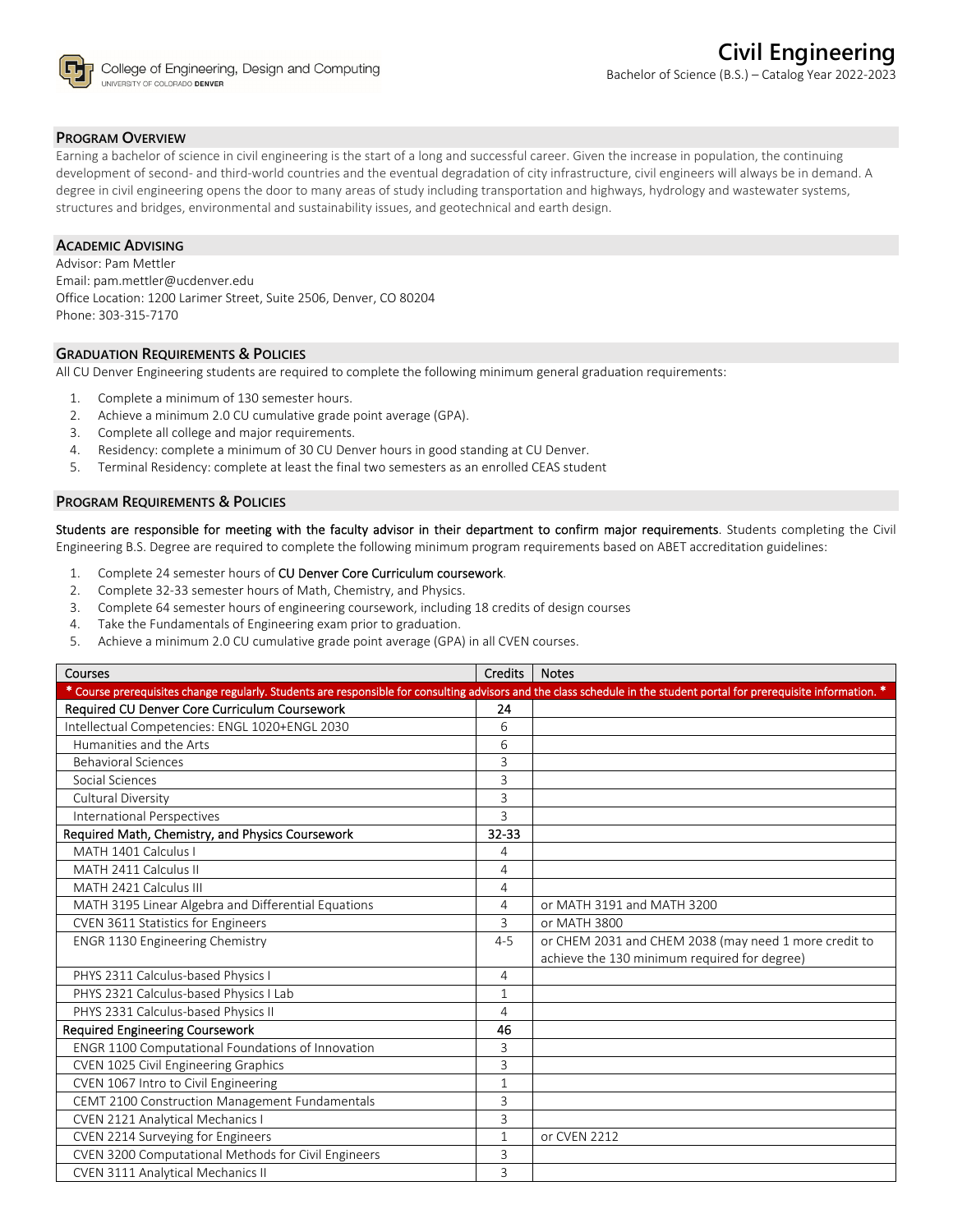College of Engineering, Design and Computing
UNIVERSITY OF COLORADO DENVER

# Civil Engineering

Bachelor of Science (B.S.) – Catalog Year 2022-2023

## Program Overview

Earning a bachelor of science in civil engineering is the start of a long and successful career. Given the increase in population, the continuing development of second- and third-world countries and the eventual degradation of city infrastructure, civil engineers will always be in demand. A degree in civil engineering opens the door to many areas of study including transportation and highways, hydrology and wastewater systems, structures and bridges, environmental and sustainability issues, and geotechnical and earth design.

## Academic Advising

Advisor: Pam Mettler
Email: pam.mettler@ucdenver.edu
Office Location: 1200 Larimer Street, Suite 2506, Denver, CO 80204
Phone: 303-315-7170

## Graduation Requirements & Policies

All CU Denver Engineering students are required to complete the following minimum general graduation requirements:

1. Complete a minimum of 130 semester hours.
2. Achieve a minimum 2.0 CU cumulative grade point average (GPA).
3. Complete all college and major requirements.
4. Residency: complete a minimum of 30 CU Denver hours in good standing at CU Denver.
5. Terminal Residency: complete at least the final two semesters as an enrolled CEAS student

## Program Requirements & Policies

Students are responsible for meeting with the faculty advisor in their department to confirm major requirements. Students completing the Civil Engineering B.S. Degree are required to complete the following minimum program requirements based on ABET accreditation guidelines:

1. Complete 24 semester hours of CU Denver Core Curriculum coursework.
2. Complete 32-33 semester hours of Math, Chemistry, and Physics.
3. Complete 64 semester hours of engineering coursework, including 18 credits of design courses
4. Take the Fundamentals of Engineering exam prior to graduation.
5. Achieve a minimum 2.0 CU cumulative grade point average (GPA) in all CVEN courses.

| Courses | Credits | Notes |
|---|---|---|
| * Course prerequisites change regularly. Students are responsible for consulting advisors and the class schedule in the student portal for prerequisite information. * | | |
| Required CU Denver Core Curriculum Coursework | 24 | |
| Intellectual Competencies: ENGL 1020+ENGL 2030 | 6 | |
| Humanities and the Arts | 6 | |
| Behavioral Sciences | 3 | |
| Social Sciences | 3 | |
| Cultural Diversity | 3 | |
| International Perspectives | 3 | |
| Required Math, Chemistry, and Physics Coursework | 32-33 | |
| MATH 1401 Calculus I | 4 | |
| MATH 2411 Calculus II | 4 | |
| MATH 2421 Calculus III | 4 | |
| MATH 3195 Linear Algebra and Differential Equations | 4 | or MATH 3191 and MATH 3200 |
| CVEN 3611 Statistics for Engineers | 3 | or MATH 3800 |
| ENGR 1130 Engineering Chemistry | 4-5 | or CHEM 2031 and CHEM 2038 (may need 1 more credit to achieve the 130 minimum required for degree) |
| PHYS 2311 Calculus-based Physics I | 4 | |
| PHYS 2321 Calculus-based Physics I Lab | 1 | |
| PHYS 2331 Calculus-based Physics II | 4 | |
| Required Engineering Coursework | 46 | |
| ENGR 1100 Computational Foundations of Innovation | 3 | |
| CVEN 1025 Civil Engineering Graphics | 3 | |
| CVEN 1067 Intro to Civil Engineering | 1 | |
| CEMT 2100 Construction Management Fundamentals | 3 | |
| CVEN 2121 Analytical Mechanics I | 3 | |
| CVEN 2214 Surveying for Engineers | 1 | or CVEN 2212 |
| CVEN 3200 Computational Methods for Civil Engineers | 3 | |
| CVEN 3111 Analytical Mechanics II | 3 | |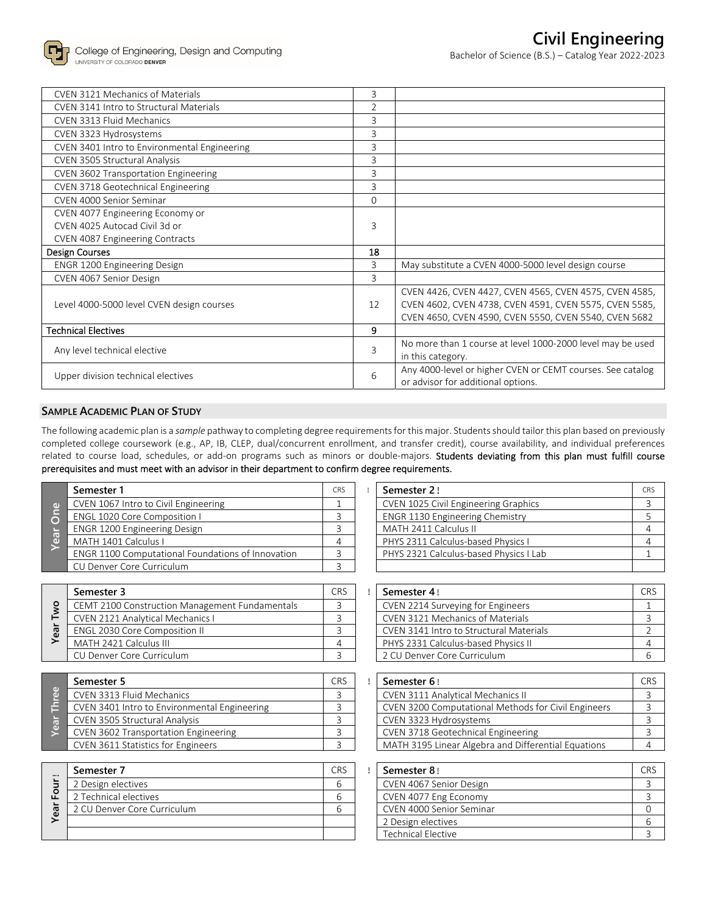| | | |
|---|---|---|
| CVEN 3121 Mechanics of Materials | 3 | |
| CVEN 3141 Intro to Structural Materials | 2 | |
| CVEN 3313 Fluid Mechanics | 3 | |
| CVEN 3323 Hydrosystems | 3 | |
| CVEN 3401 Intro to Environmental Engineering | 3 | |
| CVEN 3505 Structural Analysis | 3 | |
| CVEN 3602 Transportation Engineering | 3 | |
| CVEN 3718 Geotechnical Engineering | 3 | |
| CVEN 4000 Senior Seminar | 0 | |
| CVEN 4077 Engineering Economy or CVEN 4025 Autocad Civil 3d or CVEN 4087 Engineering Contracts | 3 | |
| **Design Courses** | **18** | |
| ENGR 1200 Engineering Design | 3 | May substitute a CVEN 4000-5000 level design course |
| CVEN 4067 Senior Design | 3 | |
| Level 4000-5000 level CVEN design courses | 12 | CVEN 4426, CVEN 4427, CVEN 4565, CVEN 4575, CVEN 4585, CVEN 4602, CVEN 4738, CVEN 4591, CVEN 5575, CVEN 5585, CVEN 4650, CVEN 4590, CVEN 5550, CVEN 5540, CVEN 5682 |
| **Technical Electives** | **9** | |
| Any level technical elective | 3 | No more than 1 course at level 1000-2000 level may be used in this category. |
| Upper division technical electives | 6 | Any 4000-level or higher CVEN or CEMT courses. See catalog or advisor for additional options. |

## SAMPLE ACADEMIC PLAN OF STUDY

The following academic plan is a *sample* pathway to completing degree requirements for this major. Students should tailor this plan based on previously completed college coursework (e.g., AP, IB, CLEP, dual/concurrent enrollment, and transfer credit), course availability, and individual preferences related to course load, schedules, or add-on programs such as minors or double-majors. **Students deviating from this plan must fulfill course prerequisites and must meet with an advisor in their department to confirm degree requirements.**

### Year One

| Semester 1 | CRS | Semester 2 ! | CRS |
|---|---|---|---|
| CVEN 1067 Intro to Civil Engineering | 1 | CVEN 1025 Civil Engineering Graphics | 3 |
| ENGL 1020 Core Composition I | 3 | ENGR 1130 Engineering Chemistry | 5 |
| ENGR 1200 Engineering Design | 3 | MATH 2411 Calculus II | 4 |
| MATH 1401 Calculus I | 4 | PHYS 2311 Calculus-based Physics I | 4 |
| ENGR 1100 Computational Foundations of Innovation | 3 | PHYS 2321 Calculus-based Physics I Lab | 1 |
| CU Denver Core Curriculum | 3 | | |

### Year Two

| Semester 3 | CRS | Semester 4 ! | CRS |
|---|---|---|---|
| CEMT 2100 Construction Management Fundamentals | 3 | CVEN 2214 Surveying for Engineers | 1 |
| CVEN 2121 Analytical Mechanics I | 3 | CVEN 3121 Mechanics of Materials | 3 |
| ENGL 2030 Core Composition II | 3 | CVEN 3141 Intro to Structural Materials | 2 |
| MATH 2421 Calculus III | 4 | PHYS 2331 Calculus-based Physics II | 4 |
| CU Denver Core Curriculum | 3 | 2 CU Denver Core Curriculum | 6 |

### Year Three

| Semester 5 | CRS | Semester 6 ! | CRS |
|---|---|---|---|
| CVEN 3313 Fluid Mechanics | 3 | CVEN 3111 Analytical Mechanics II | 3 |
| CVEN 3401 Intro to Environmental Engineering | 3 | CVEN 3200 Computational Methods for Civil Engineers | 3 |
| CVEN 3505 Structural Analysis | 3 | CVEN 3323 Hydrosystems | 3 |
| CVEN 3602 Transportation Engineering | 3 | CVEN 3718 Geotechnical Engineering | 3 |
| CVEN 3611 Statistics for Engineers | 3 | MATH 3195 Linear Algebra and Differential Equations | 4 |

### Year Four !

| Semester 7 | CRS | Semester 8 ! | CRS |
|---|---|---|---|
| 2 Design electives | 6 | CVEN 4067 Senior Design | 3 |
| 2 Technical electives | 6 | CVEN 4077 Eng Economy | 3 |
| 2 CU Denver Core Curriculum | 6 | CVEN 4000 Senior Seminar | 0 |
| | | 2 Design electives | 6 |
| | | Technical Elective | 3 |